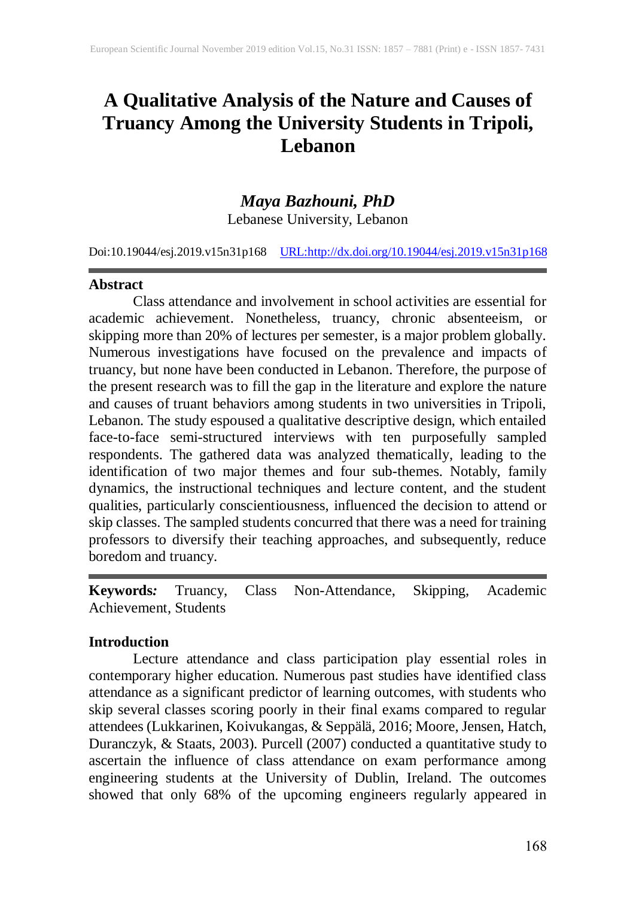# A Qualitative Analysis of the Nature and Causes of Truancy Among the University Students in Tripoli, Lebanon

***Maya Bazhouni, PhD***
Lebanese University, Lebanon

Doi:10.19044/esj.2019.v15n31p168 URL:http://dx.doi.org/10.19044/esj.2019.v15n31p168

## Abstract

Class attendance and involvement in school activities are essential for academic achievement. Nonetheless, truancy, chronic absenteeism, or skipping more than 20% of lectures per semester, is a major problem globally. Numerous investigations have focused on the prevalence and impacts of truancy, but none have been conducted in Lebanon. Therefore, the purpose of the present research was to fill the gap in the literature and explore the nature and causes of truant behaviors among students in two universities in Tripoli, Lebanon. The study espoused a qualitative descriptive design, which entailed face-to-face semi-structured interviews with ten purposefully sampled respondents. The gathered data was analyzed thematically, leading to the identification of two major themes and four sub-themes. Notably, family dynamics, the instructional techniques and lecture content, and the student qualities, particularly conscientiousness, influenced the decision to attend or skip classes. The sampled students concurred that there was a need for training professors to diversify their teaching approaches, and subsequently, reduce boredom and truancy.

**Keywords*:*** Truancy, Class Non-Attendance, Skipping, Academic Achievement, Students

## Introduction

Lecture attendance and class participation play essential roles in contemporary higher education. Numerous past studies have identified class attendance as a significant predictor of learning outcomes, with students who skip several classes scoring poorly in their final exams compared to regular attendees (Lukkarinen, Koivukangas, & Seppälä, 2016; Moore, Jensen, Hatch, Duranczyk, & Staats, 2003). Purcell (2007) conducted a quantitative study to ascertain the influence of class attendance on exam performance among engineering students at the University of Dublin, Ireland. The outcomes showed that only 68% of the upcoming engineers regularly appeared in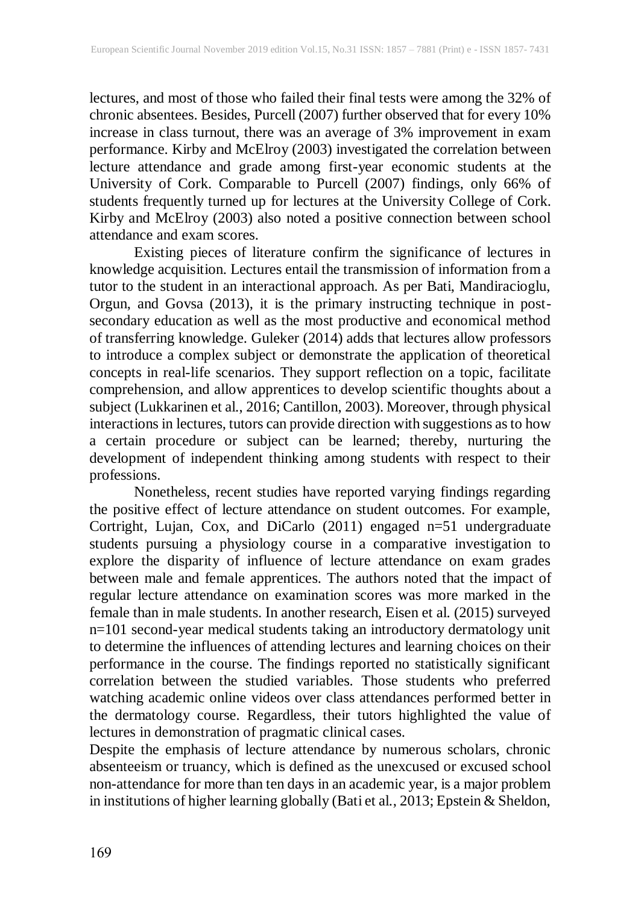lectures, and most of those who failed their final tests were among the 32% of chronic absentees. Besides, Purcell (2007) further observed that for every 10% increase in class turnout, there was an average of 3% improvement in exam performance. Kirby and McElroy (2003) investigated the correlation between lecture attendance and grade among first-year economic students at the University of Cork. Comparable to Purcell (2007) findings, only 66% of students frequently turned up for lectures at the University College of Cork. Kirby and McElroy (2003) also noted a positive connection between school attendance and exam scores.

Existing pieces of literature confirm the significance of lectures in knowledge acquisition. Lectures entail the transmission of information from a tutor to the student in an interactional approach. As per Bati, Mandiracioglu, Orgun, and Govsa (2013), it is the primary instructing technique in post-secondary education as well as the most productive and economical method of transferring knowledge. Guleker (2014) adds that lectures allow professors to introduce a complex subject or demonstrate the application of theoretical concepts in real-life scenarios. They support reflection on a topic, facilitate comprehension, and allow apprentices to develop scientific thoughts about a subject (Lukkarinen et al., 2016; Cantillon, 2003). Moreover, through physical interactions in lectures, tutors can provide direction with suggestions as to how a certain procedure or subject can be learned; thereby, nurturing the development of independent thinking among students with respect to their professions.

Nonetheless, recent studies have reported varying findings regarding the positive effect of lecture attendance on student outcomes. For example, Cortright, Lujan, Cox, and DiCarlo (2011) engaged n=51 undergraduate students pursuing a physiology course in a comparative investigation to explore the disparity of influence of lecture attendance on exam grades between male and female apprentices. The authors noted that the impact of regular lecture attendance on examination scores was more marked in the female than in male students. In another research, Eisen et al. (2015) surveyed n=101 second-year medical students taking an introductory dermatology unit to determine the influences of attending lectures and learning choices on their performance in the course. The findings reported no statistically significant correlation between the studied variables. Those students who preferred watching academic online videos over class attendances performed better in the dermatology course. Regardless, their tutors highlighted the value of lectures in demonstration of pragmatic clinical cases.

Despite the emphasis of lecture attendance by numerous scholars, chronic absenteeism or truancy, which is defined as the unexcused or excused school non-attendance for more than ten days in an academic year, is a major problem in institutions of higher learning globally (Bati et al., 2013; Epstein & Sheldon,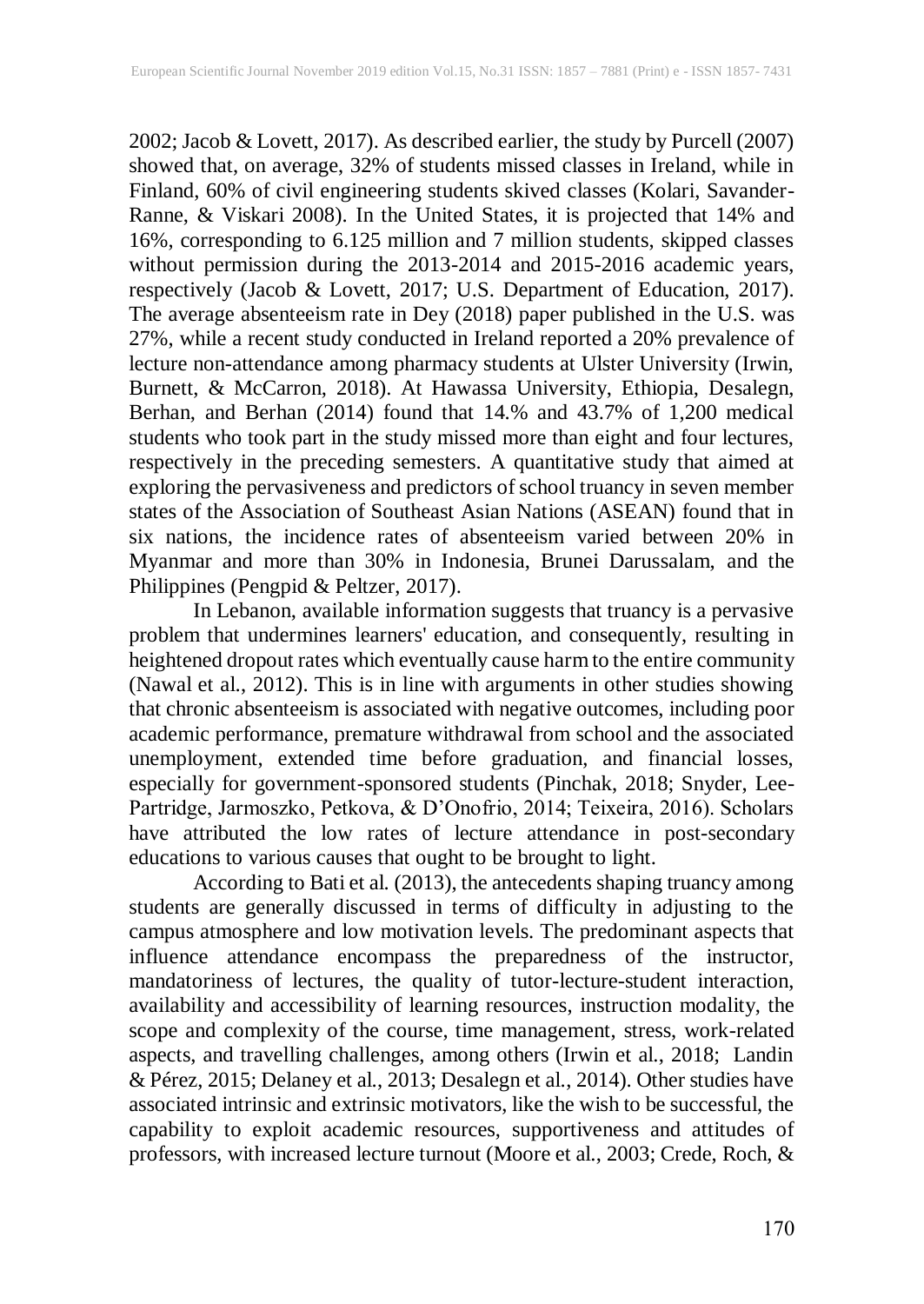2002; Jacob & Lovett, 2017). As described earlier, the study by Purcell (2007) showed that, on average, 32% of students missed classes in Ireland, while in Finland, 60% of civil engineering students skived classes (Kolari, Savander-Ranne, & Viskari 2008). In the United States, it is projected that 14% and 16%, corresponding to 6.125 million and 7 million students, skipped classes without permission during the 2013-2014 and 2015-2016 academic years, respectively (Jacob & Lovett, 2017; U.S. Department of Education, 2017). The average absenteeism rate in Dey (2018) paper published in the U.S. was 27%, while a recent study conducted in Ireland reported a 20% prevalence of lecture non-attendance among pharmacy students at Ulster University (Irwin, Burnett, & McCarron, 2018). At Hawassa University, Ethiopia, Desalegn, Berhan, and Berhan (2014) found that 14.% and 43.7% of 1,200 medical students who took part in the study missed more than eight and four lectures, respectively in the preceding semesters. A quantitative study that aimed at exploring the pervasiveness and predictors of school truancy in seven member states of the Association of Southeast Asian Nations (ASEAN) found that in six nations, the incidence rates of absenteeism varied between 20% in Myanmar and more than 30% in Indonesia, Brunei Darussalam, and the Philippines (Pengpid & Peltzer, 2017).

In Lebanon, available information suggests that truancy is a pervasive problem that undermines learners' education, and consequently, resulting in heightened dropout rates which eventually cause harm to the entire community (Nawal et al., 2012). This is in line with arguments in other studies showing that chronic absenteeism is associated with negative outcomes, including poor academic performance, premature withdrawal from school and the associated unemployment, extended time before graduation, and financial losses, especially for government-sponsored students (Pinchak, 2018; Snyder, Lee-Partridge, Jarmoszko, Petkova, & D'Onofrio, 2014; Teixeira, 2016). Scholars have attributed the low rates of lecture attendance in post-secondary educations to various causes that ought to be brought to light.

According to Bati et al. (2013), the antecedents shaping truancy among students are generally discussed in terms of difficulty in adjusting to the campus atmosphere and low motivation levels. The predominant aspects that influence attendance encompass the preparedness of the instructor, mandatoriness of lectures, the quality of tutor-lecture-student interaction, availability and accessibility of learning resources, instruction modality, the scope and complexity of the course, time management, stress, work-related aspects, and travelling challenges, among others (Irwin et al., 2018; Landin & Pérez, 2015; Delaney et al., 2013; Desalegn et al., 2014). Other studies have associated intrinsic and extrinsic motivators, like the wish to be successful, the capability to exploit academic resources, supportiveness and attitudes of professors, with increased lecture turnout (Moore et al., 2003; Crede, Roch, &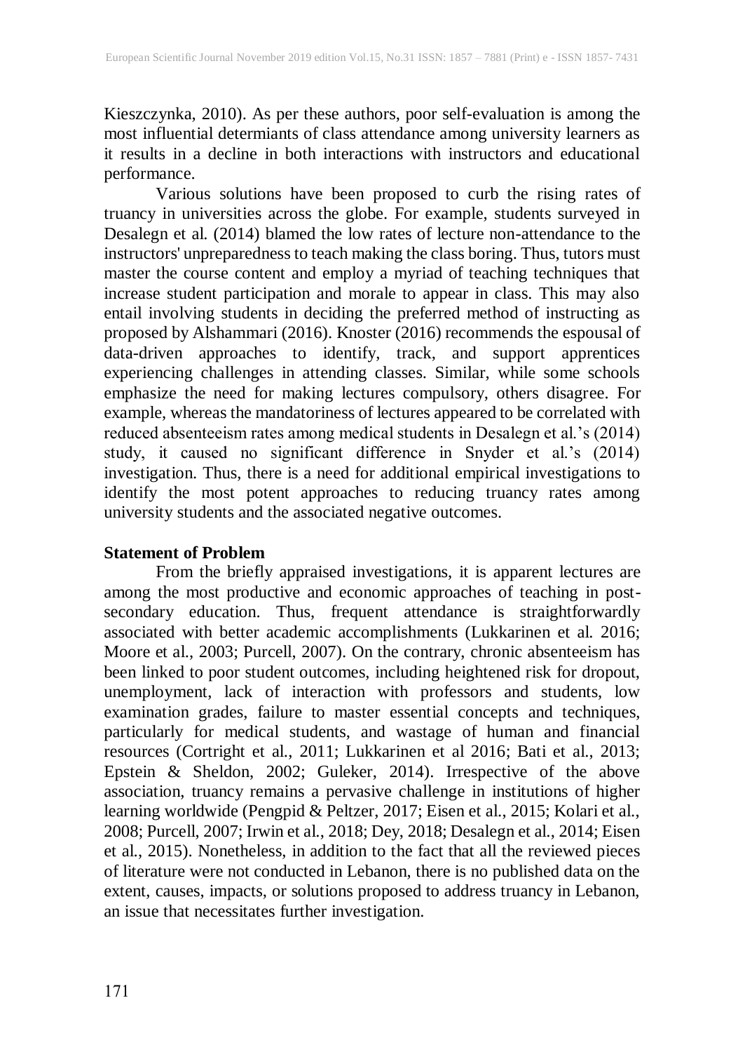Kieszczynka, 2010). As per these authors, poor self-evaluation is among the most influential determiants of class attendance among university learners as it results in a decline in both interactions with instructors and educational performance.

Various solutions have been proposed to curb the rising rates of truancy in universities across the globe. For example, students surveyed in Desalegn et al. (2014) blamed the low rates of lecture non-attendance to the instructors' unpreparedness to teach making the class boring. Thus, tutors must master the course content and employ a myriad of teaching techniques that increase student participation and morale to appear in class. This may also entail involving students in deciding the preferred method of instructing as proposed by Alshammari (2016). Knoster (2016) recommends the espousal of data-driven approaches to identify, track, and support apprentices experiencing challenges in attending classes. Similar, while some schools emphasize the need for making lectures compulsory, others disagree. For example, whereas the mandatoriness of lectures appeared to be correlated with reduced absenteeism rates among medical students in Desalegn et al.'s (2014) study, it caused no significant difference in Snyder et al.'s (2014) investigation. Thus, there is a need for additional empirical investigations to identify the most potent approaches to reducing truancy rates among university students and the associated negative outcomes.

**Statement of Problem**

From the briefly appraised investigations, it is apparent lectures are among the most productive and economic approaches of teaching in post-secondary education. Thus, frequent attendance is straightforwardly associated with better academic accomplishments (Lukkarinen et al. 2016; Moore et al., 2003; Purcell, 2007). On the contrary, chronic absenteeism has been linked to poor student outcomes, including heightened risk for dropout, unemployment, lack of interaction with professors and students, low examination grades, failure to master essential concepts and techniques, particularly for medical students, and wastage of human and financial resources (Cortright et al., 2011; Lukkarinen et al 2016; Bati et al., 2013; Epstein & Sheldon, 2002; Guleker, 2014). Irrespective of the above association, truancy remains a pervasive challenge in institutions of higher learning worldwide (Pengpid & Peltzer, 2017; Eisen et al., 2015; Kolari et al., 2008; Purcell, 2007; Irwin et al., 2018; Dey, 2018; Desalegn et al., 2014; Eisen et al., 2015). Nonetheless, in addition to the fact that all the reviewed pieces of literature were not conducted in Lebanon, there is no published data on the extent, causes, impacts, or solutions proposed to address truancy in Lebanon, an issue that necessitates further investigation.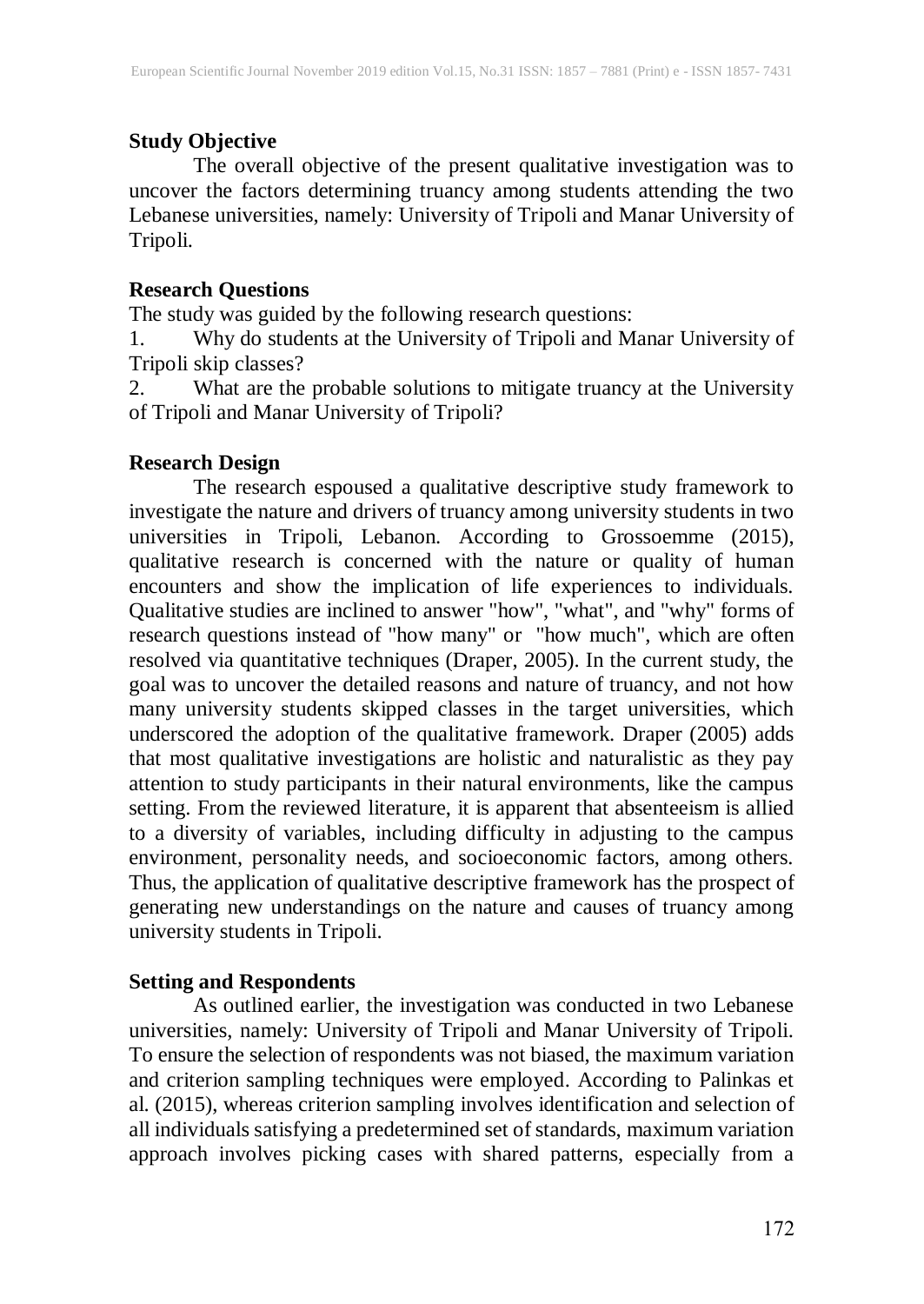## Study Objective

The overall objective of the present qualitative investigation was to uncover the factors determining truancy among students attending the two Lebanese universities, namely: University of Tripoli and Manar University of Tripoli.

## Research Questions

The study was guided by the following research questions:

1. Why do students at the University of Tripoli and Manar University of Tripoli skip classes?
2. What are the probable solutions to mitigate truancy at the University of Tripoli and Manar University of Tripoli?

## Research Design

The research espoused a qualitative descriptive study framework to investigate the nature and drivers of truancy among university students in two universities in Tripoli, Lebanon. According to Grossoemme (2015), qualitative research is concerned with the nature or quality of human encounters and show the implication of life experiences to individuals. Qualitative studies are inclined to answer "how", "what", and "why" forms of research questions instead of "how many" or "how much", which are often resolved via quantitative techniques (Draper, 2005). In the current study, the goal was to uncover the detailed reasons and nature of truancy, and not how many university students skipped classes in the target universities, which underscored the adoption of the qualitative framework. Draper (2005) adds that most qualitative investigations are holistic and naturalistic as they pay attention to study participants in their natural environments, like the campus setting. From the reviewed literature, it is apparent that absenteeism is allied to a diversity of variables, including difficulty in adjusting to the campus environment, personality needs, and socioeconomic factors, among others. Thus, the application of qualitative descriptive framework has the prospect of generating new understandings on the nature and causes of truancy among university students in Tripoli.

## Setting and Respondents

As outlined earlier, the investigation was conducted in two Lebanese universities, namely: University of Tripoli and Manar University of Tripoli. To ensure the selection of respondents was not biased, the maximum variation and criterion sampling techniques were employed. According to Palinkas et al. (2015), whereas criterion sampling involves identification and selection of all individuals satisfying a predetermined set of standards, maximum variation approach involves picking cases with shared patterns, especially from a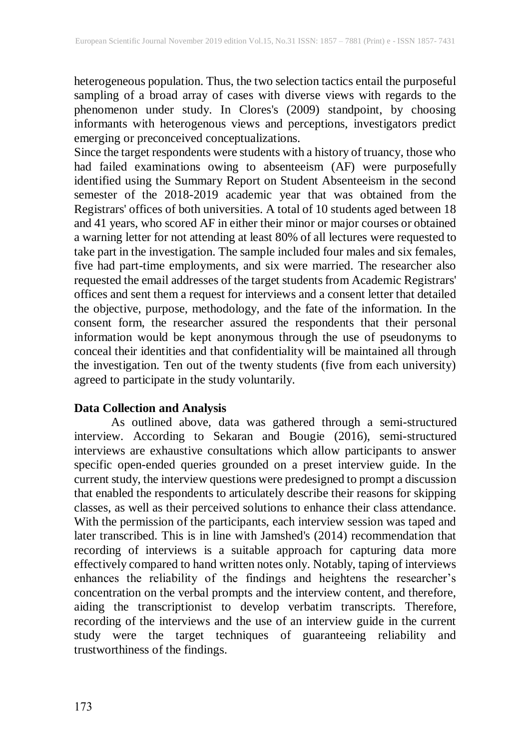heterogeneous population. Thus, the two selection tactics entail the purposeful sampling of a broad array of cases with diverse views with regards to the phenomenon under study. In Clores's (2009) standpoint, by choosing informants with heterogenous views and perceptions, investigators predict emerging or preconceived conceptualizations.

Since the target respondents were students with a history of truancy, those who had failed examinations owing to absenteeism (AF) were purposefully identified using the Summary Report on Student Absenteeism in the second semester of the 2018-2019 academic year that was obtained from the Registrars' offices of both universities. A total of 10 students aged between 18 and 41 years, who scored AF in either their minor or major courses or obtained a warning letter for not attending at least 80% of all lectures were requested to take part in the investigation. The sample included four males and six females, five had part-time employments, and six were married. The researcher also requested the email addresses of the target students from Academic Registrars' offices and sent them a request for interviews and a consent letter that detailed the objective, purpose, methodology, and the fate of the information. In the consent form, the researcher assured the respondents that their personal information would be kept anonymous through the use of pseudonyms to conceal their identities and that confidentiality will be maintained all through the investigation. Ten out of the twenty students (five from each university) agreed to participate in the study voluntarily.

**Data Collection and Analysis**

As outlined above, data was gathered through a semi-structured interview. According to Sekaran and Bougie (2016), semi-structured interviews are exhaustive consultations which allow participants to answer specific open-ended queries grounded on a preset interview guide. In the current study, the interview questions were predesigned to prompt a discussion that enabled the respondents to articulately describe their reasons for skipping classes, as well as their perceived solutions to enhance their class attendance. With the permission of the participants, each interview session was taped and later transcribed. This is in line with Jamshed's (2014) recommendation that recording of interviews is a suitable approach for capturing data more effectively compared to hand written notes only. Notably, taping of interviews enhances the reliability of the findings and heightens the researcher's concentration on the verbal prompts and the interview content, and therefore, aiding the transcriptionist to develop verbatim transcripts. Therefore, recording of the interviews and the use of an interview guide in the current study were the target techniques of guaranteeing reliability and trustworthiness of the findings.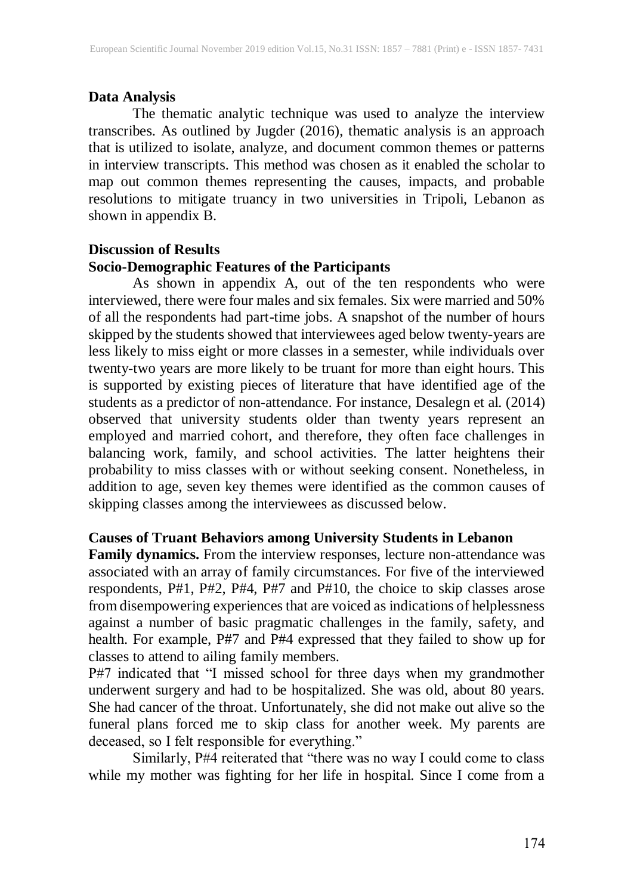## Data Analysis

The thematic analytic technique was used to analyze the interview transcribes. As outlined by Jugder (2016), thematic analysis is an approach that is utilized to isolate, analyze, and document common themes or patterns in interview transcripts. This method was chosen as it enabled the scholar to map out common themes representing the causes, impacts, and probable resolutions to mitigate truancy in two universities in Tripoli, Lebanon as shown in appendix B.

## Discussion of Results

### Socio-Demographic Features of the Participants

As shown in appendix A, out of the ten respondents who were interviewed, there were four males and six females. Six were married and 50% of all the respondents had part-time jobs. A snapshot of the number of hours skipped by the students showed that interviewees aged below twenty-years are less likely to miss eight or more classes in a semester, while individuals over twenty-two years are more likely to be truant for more than eight hours. This is supported by existing pieces of literature that have identified age of the students as a predictor of non-attendance. For instance, Desalegn et al. (2014) observed that university students older than twenty years represent an employed and married cohort, and therefore, they often face challenges in balancing work, family, and school activities. The latter heightens their probability to miss classes with or without seeking consent. Nonetheless, in addition to age, seven key themes were identified as the common causes of skipping classes among the interviewees as discussed below.

### Causes of Truant Behaviors among University Students in Lebanon

**Family dynamics.** From the interview responses, lecture non-attendance was associated with an array of family circumstances. For five of the interviewed respondents, P#1, P#2, P#4, P#7 and P#10, the choice to skip classes arose from disempowering experiences that are voiced as indications of helplessness against a number of basic pragmatic challenges in the family, safety, and health. For example, P#7 and P#4 expressed that they failed to show up for classes to attend to ailing family members.

P#7 indicated that "I missed school for three days when my grandmother underwent surgery and had to be hospitalized. She was old, about 80 years. She had cancer of the throat. Unfortunately, she did not make out alive so the funeral plans forced me to skip class for another week. My parents are deceased, so I felt responsible for everything."

Similarly, P#4 reiterated that "there was no way I could come to class while my mother was fighting for her life in hospital. Since I come from a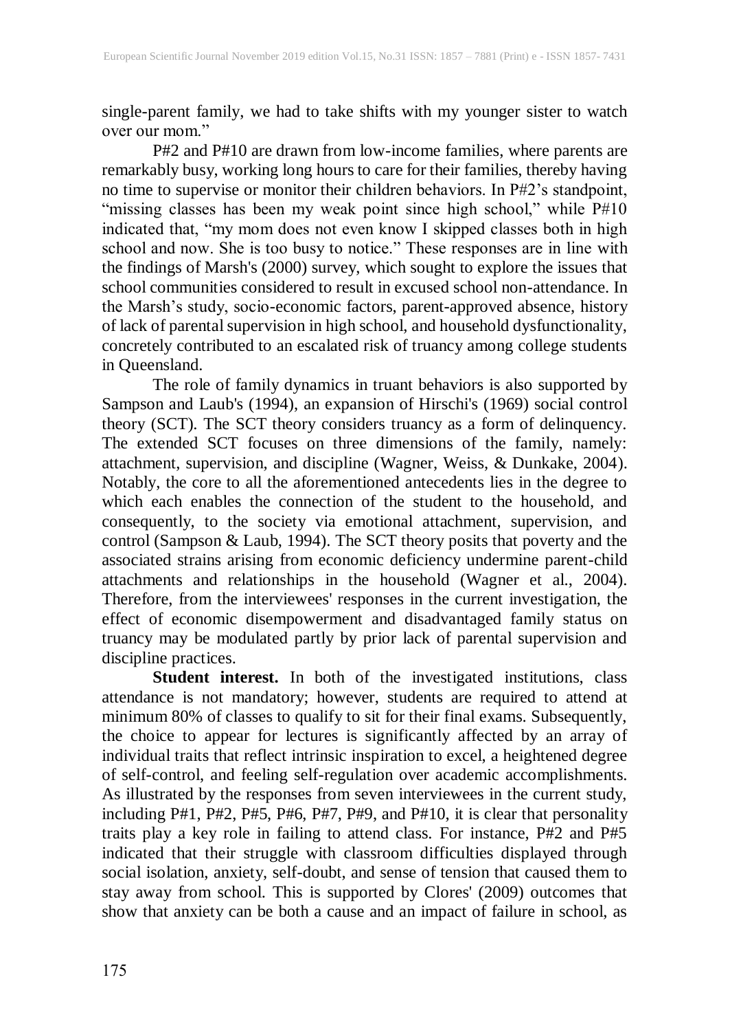single-parent family, we had to take shifts with my younger sister to watch over our mom."

P#2 and P#10 are drawn from low-income families, where parents are remarkably busy, working long hours to care for their families, thereby having no time to supervise or monitor their children behaviors. In P#2's standpoint, "missing classes has been my weak point since high school," while P#10 indicated that, "my mom does not even know I skipped classes both in high school and now. She is too busy to notice." These responses are in line with the findings of Marsh's (2000) survey, which sought to explore the issues that school communities considered to result in excused school non-attendance. In the Marsh's study, socio-economic factors, parent-approved absence, history of lack of parental supervision in high school, and household dysfunctionality, concretely contributed to an escalated risk of truancy among college students in Queensland.

The role of family dynamics in truant behaviors is also supported by Sampson and Laub's (1994), an expansion of Hirschi's (1969) social control theory (SCT). The SCT theory considers truancy as a form of delinquency. The extended SCT focuses on three dimensions of the family, namely: attachment, supervision, and discipline (Wagner, Weiss, & Dunkake, 2004). Notably, the core to all the aforementioned antecedents lies in the degree to which each enables the connection of the student to the household, and consequently, to the society via emotional attachment, supervision, and control (Sampson & Laub, 1994). The SCT theory posits that poverty and the associated strains arising from economic deficiency undermine parent-child attachments and relationships in the household (Wagner et al., 2004). Therefore, from the interviewees' responses in the current investigation, the effect of economic disempowerment and disadvantaged family status on truancy may be modulated partly by prior lack of parental supervision and discipline practices.

**Student interest.** In both of the investigated institutions, class attendance is not mandatory; however, students are required to attend at minimum 80% of classes to qualify to sit for their final exams. Subsequently, the choice to appear for lectures is significantly affected by an array of individual traits that reflect intrinsic inspiration to excel, a heightened degree of self-control, and feeling self-regulation over academic accomplishments. As illustrated by the responses from seven interviewees in the current study, including P#1, P#2, P#5, P#6, P#7, P#9, and P#10, it is clear that personality traits play a key role in failing to attend class. For instance, P#2 and P#5 indicated that their struggle with classroom difficulties displayed through social isolation, anxiety, self-doubt, and sense of tension that caused them to stay away from school. This is supported by Clores' (2009) outcomes that show that anxiety can be both a cause and an impact of failure in school, as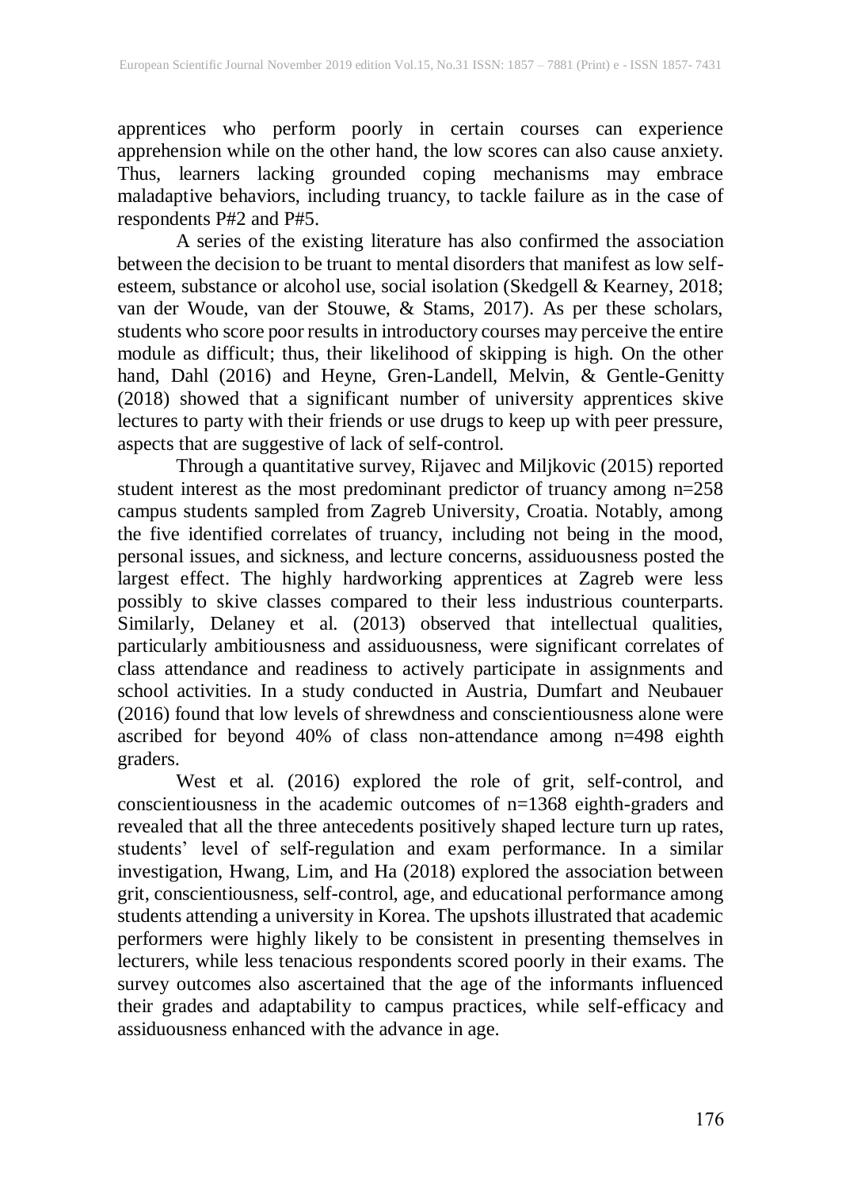apprentices who perform poorly in certain courses can experience apprehension while on the other hand, the low scores can also cause anxiety. Thus, learners lacking grounded coping mechanisms may embrace maladaptive behaviors, including truancy, to tackle failure as in the case of respondents P#2 and P#5.

A series of the existing literature has also confirmed the association between the decision to be truant to mental disorders that manifest as low self-esteem, substance or alcohol use, social isolation (Skedgell & Kearney, 2018; van der Woude, van der Stouwe, & Stams, 2017). As per these scholars, students who score poor results in introductory courses may perceive the entire module as difficult; thus, their likelihood of skipping is high. On the other hand, Dahl (2016) and Heyne, Gren-Landell, Melvin, & Gentle-Genitty (2018) showed that a significant number of university apprentices skive lectures to party with their friends or use drugs to keep up with peer pressure, aspects that are suggestive of lack of self-control.

Through a quantitative survey, Rijavec and Miljkovic (2015) reported student interest as the most predominant predictor of truancy among n=258 campus students sampled from Zagreb University, Croatia. Notably, among the five identified correlates of truancy, including not being in the mood, personal issues, and sickness, and lecture concerns, assiduousness posted the largest effect. The highly hardworking apprentices at Zagreb were less possibly to skive classes compared to their less industrious counterparts. Similarly, Delaney et al. (2013) observed that intellectual qualities, particularly ambitiousness and assiduousness, were significant correlates of class attendance and readiness to actively participate in assignments and school activities. In a study conducted in Austria, Dumfart and Neubauer (2016) found that low levels of shrewdness and conscientiousness alone were ascribed for beyond 40% of class non-attendance among n=498 eighth graders.

West et al. (2016) explored the role of grit, self-control, and conscientiousness in the academic outcomes of n=1368 eighth-graders and revealed that all the three antecedents positively shaped lecture turn up rates, students' level of self-regulation and exam performance. In a similar investigation, Hwang, Lim, and Ha (2018) explored the association between grit, conscientiousness, self-control, age, and educational performance among students attending a university in Korea. The upshots illustrated that academic performers were highly likely to be consistent in presenting themselves in lecturers, while less tenacious respondents scored poorly in their exams. The survey outcomes also ascertained that the age of the informants influenced their grades and adaptability to campus practices, while self-efficacy and assiduousness enhanced with the advance in age.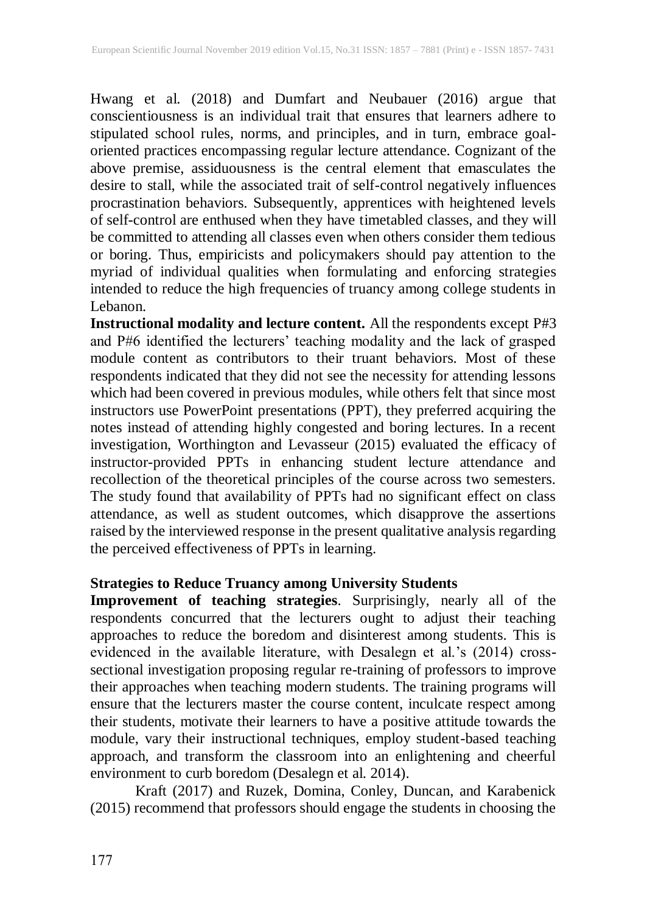Hwang et al. (2018) and Dumfart and Neubauer (2016) argue that conscientiousness is an individual trait that ensures that learners adhere to stipulated school rules, norms, and principles, and in turn, embrace goal-oriented practices encompassing regular lecture attendance. Cognizant of the above premise, assiduousness is the central element that emasculates the desire to stall, while the associated trait of self-control negatively influences procrastination behaviors. Subsequently, apprentices with heightened levels of self-control are enthused when they have timetabled classes, and they will be committed to attending all classes even when others consider them tedious or boring. Thus, empiricists and policymakers should pay attention to the myriad of individual qualities when formulating and enforcing strategies intended to reduce the high frequencies of truancy among college students in Lebanon.

**Instructional modality and lecture content.** All the respondents except P#3 and P#6 identified the lecturers' teaching modality and the lack of grasped module content as contributors to their truant behaviors. Most of these respondents indicated that they did not see the necessity for attending lessons which had been covered in previous modules, while others felt that since most instructors use PowerPoint presentations (PPT), they preferred acquiring the notes instead of attending highly congested and boring lectures. In a recent investigation, Worthington and Levasseur (2015) evaluated the efficacy of instructor-provided PPTs in enhancing student lecture attendance and recollection of the theoretical principles of the course across two semesters. The study found that availability of PPTs had no significant effect on class attendance, as well as student outcomes, which disapprove the assertions raised by the interviewed response in the present qualitative analysis regarding the perceived effectiveness of PPTs in learning.

### Strategies to Reduce Truancy among University Students

**Improvement of teaching strategies**. Surprisingly, nearly all of the respondents concurred that the lecturers ought to adjust their teaching approaches to reduce the boredom and disinterest among students. This is evidenced in the available literature, with Desalegn et al.'s (2014) cross-sectional investigation proposing regular re-training of professors to improve their approaches when teaching modern students. The training programs will ensure that the lecturers master the course content, inculcate respect among their students, motivate their learners to have a positive attitude towards the module, vary their instructional techniques, employ student-based teaching approach, and transform the classroom into an enlightening and cheerful environment to curb boredom (Desalegn et al. 2014).

Kraft (2017) and Ruzek, Domina, Conley, Duncan, and Karabenick (2015) recommend that professors should engage the students in choosing the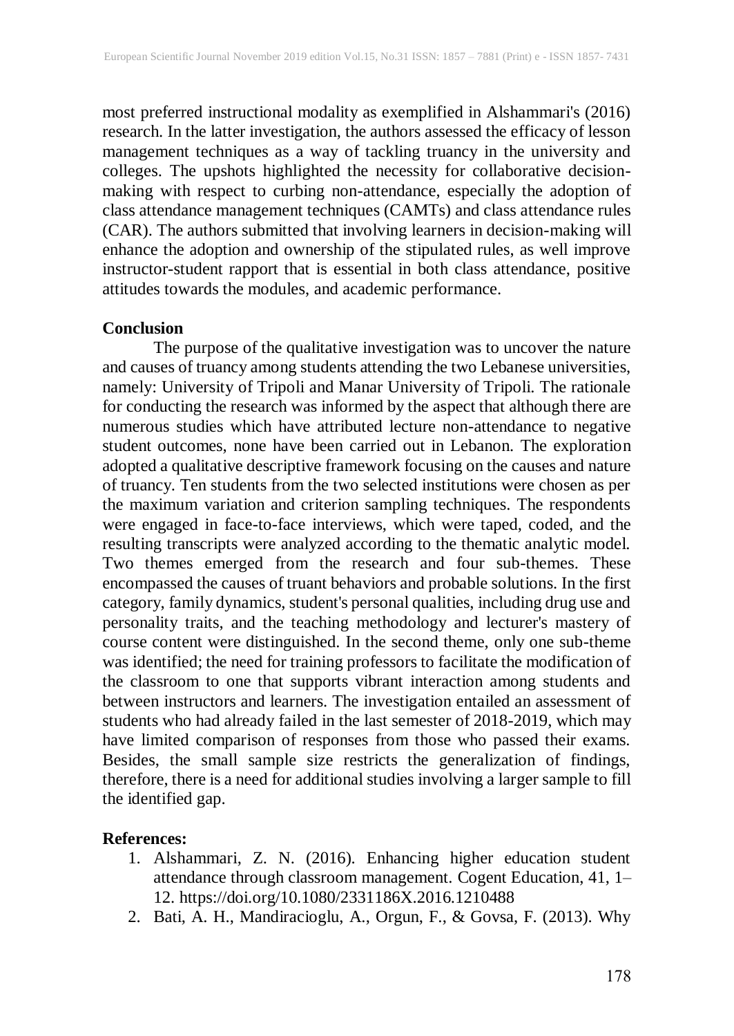most preferred instructional modality as exemplified in Alshammari's (2016) research. In the latter investigation, the authors assessed the efficacy of lesson management techniques as a way of tackling truancy in the university and colleges. The upshots highlighted the necessity for collaborative decision-making with respect to curbing non-attendance, especially the adoption of class attendance management techniques (CAMTs) and class attendance rules (CAR). The authors submitted that involving learners in decision-making will enhance the adoption and ownership of the stipulated rules, as well improve instructor-student rapport that is essential in both class attendance, positive attitudes towards the modules, and academic performance.

**Conclusion**

The purpose of the qualitative investigation was to uncover the nature and causes of truancy among students attending the two Lebanese universities, namely: University of Tripoli and Manar University of Tripoli. The rationale for conducting the research was informed by the aspect that although there are numerous studies which have attributed lecture non-attendance to negative student outcomes, none have been carried out in Lebanon. The exploration adopted a qualitative descriptive framework focusing on the causes and nature of truancy. Ten students from the two selected institutions were chosen as per the maximum variation and criterion sampling techniques. The respondents were engaged in face-to-face interviews, which were taped, coded, and the resulting transcripts were analyzed according to the thematic analytic model. Two themes emerged from the research and four sub-themes. These encompassed the causes of truant behaviors and probable solutions. In the first category, family dynamics, student's personal qualities, including drug use and personality traits, and the teaching methodology and lecturer's mastery of course content were distinguished. In the second theme, only one sub-theme was identified; the need for training professors to facilitate the modification of the classroom to one that supports vibrant interaction among students and between instructors and learners. The investigation entailed an assessment of students who had already failed in the last semester of 2018-2019, which may have limited comparison of responses from those who passed their exams. Besides, the small sample size restricts the generalization of findings, therefore, there is a need for additional studies involving a larger sample to fill the identified gap.

**References:**

1. Alshammari, Z. N. (2016). Enhancing higher education student attendance through classroom management. Cogent Education, 41, 1–12. https://doi.org/10.1080/2331186X.2016.1210488
2. Bati, A. H., Mandiracioglu, A., Orgun, F., & Govsa, F. (2013). Why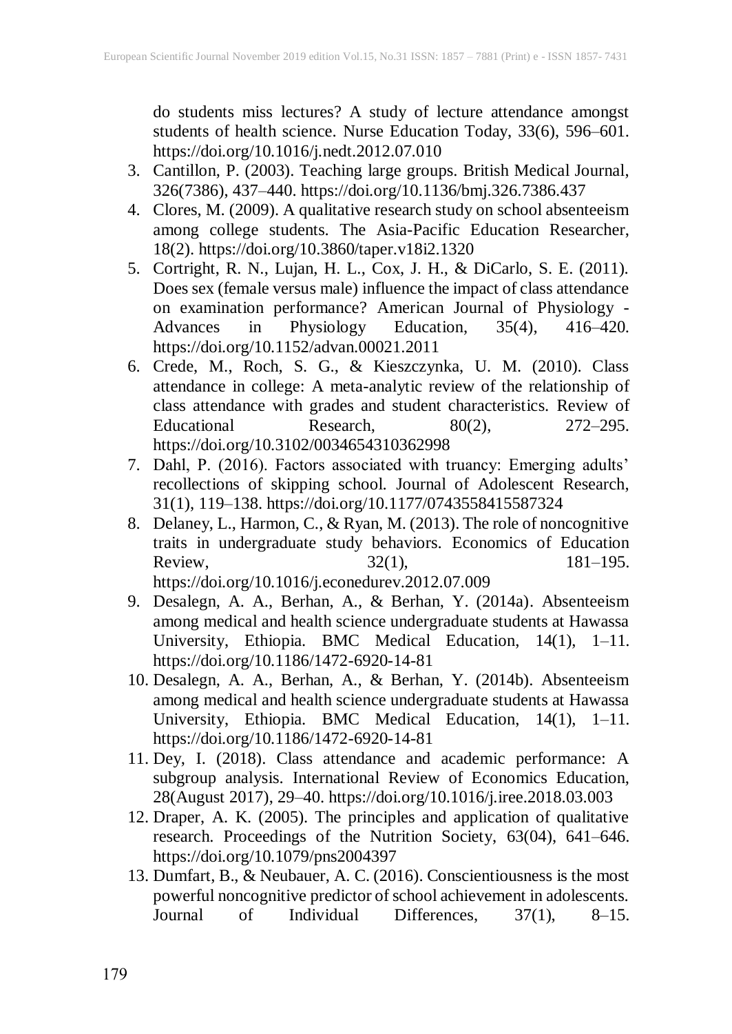do students miss lectures? A study of lecture attendance amongst students of health science. Nurse Education Today, 33(6), 596–601. https://doi.org/10.1016/j.nedt.2012.07.010

3. Cantillon, P. (2003). Teaching large groups. British Medical Journal, 326(7386), 437–440. https://doi.org/10.1136/bmj.326.7386.437
4. Clores, M. (2009). A qualitative research study on school absenteeism among college students. The Asia-Pacific Education Researcher, 18(2). https://doi.org/10.3860/taper.v18i2.1320
5. Cortright, R. N., Lujan, H. L., Cox, J. H., & DiCarlo, S. E. (2011). Does sex (female versus male) influence the impact of class attendance on examination performance? American Journal of Physiology - Advances in Physiology Education, 35(4), 416–420. https://doi.org/10.1152/advan.00021.2011
6. Crede, M., Roch, S. G., & Kieszczynka, U. M. (2010). Class attendance in college: A meta-analytic review of the relationship of class attendance with grades and student characteristics. Review of Educational Research, 80(2), 272–295. https://doi.org/10.3102/0034654310362998
7. Dahl, P. (2016). Factors associated with truancy: Emerging adults' recollections of skipping school. Journal of Adolescent Research, 31(1), 119–138. https://doi.org/10.1177/0743558415587324
8. Delaney, L., Harmon, C., & Ryan, M. (2013). The role of noncognitive traits in undergraduate study behaviors. Economics of Education Review, 32(1), 181–195. https://doi.org/10.1016/j.econedurev.2012.07.009
9. Desalegn, A. A., Berhan, A., & Berhan, Y. (2014a). Absenteeism among medical and health science undergraduate students at Hawassa University, Ethiopia. BMC Medical Education, 14(1), 1–11. https://doi.org/10.1186/1472-6920-14-81
10. Desalegn, A. A., Berhan, A., & Berhan, Y. (2014b). Absenteeism among medical and health science undergraduate students at Hawassa University, Ethiopia. BMC Medical Education, 14(1), 1–11. https://doi.org/10.1186/1472-6920-14-81
11. Dey, I. (2018). Class attendance and academic performance: A subgroup analysis. International Review of Economics Education, 28(August 2017), 29–40. https://doi.org/10.1016/j.iree.2018.03.003
12. Draper, A. K. (2005). The principles and application of qualitative research. Proceedings of the Nutrition Society, 63(04), 641–646. https://doi.org/10.1079/pns2004397
13. Dumfart, B., & Neubauer, A. C. (2016). Conscientiousness is the most powerful noncognitive predictor of school achievement in adolescents. Journal of Individual Differences, 37(1), 8–15.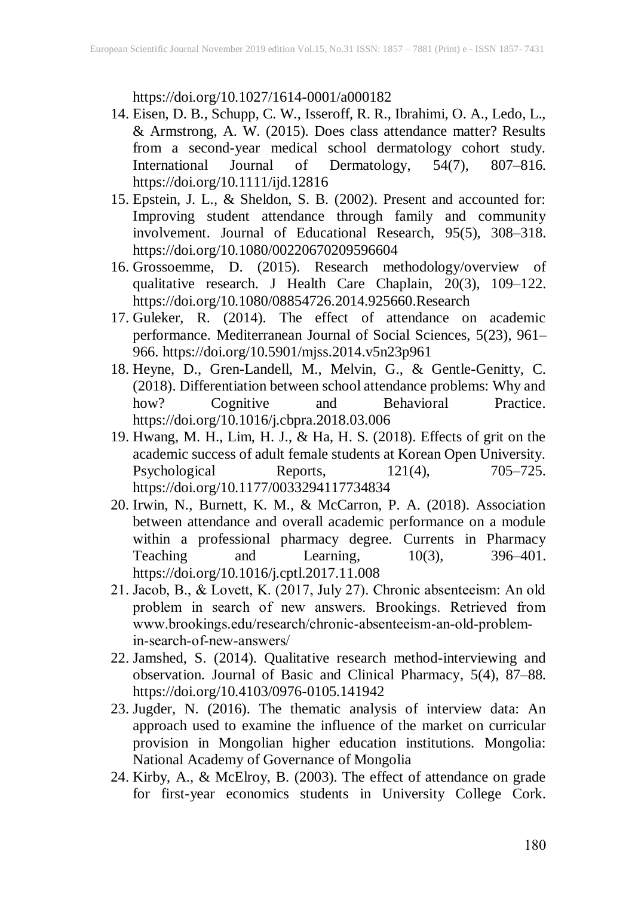https://doi.org/10.1027/1614-0001/a000182

14. Eisen, D. B., Schupp, C. W., Isseroff, R. R., Ibrahimi, O. A., Ledo, L., & Armstrong, A. W. (2015). Does class attendance matter? Results from a second-year medical school dermatology cohort study. International Journal of Dermatology, 54(7), 807–816. https://doi.org/10.1111/ijd.12816
15. Epstein, J. L., & Sheldon, S. B. (2002). Present and accounted for: Improving student attendance through family and community involvement. Journal of Educational Research, 95(5), 308–318. https://doi.org/10.1080/00220670209596604
16. Grossoemme, D. (2015). Research methodology/overview of qualitative research. J Health Care Chaplain, 20(3), 109–122. https://doi.org/10.1080/08854726.2014.925660.Research
17. Guleker, R. (2014). The effect of attendance on academic performance. Mediterranean Journal of Social Sciences, 5(23), 961–966. https://doi.org/10.5901/mjss.2014.v5n23p961
18. Heyne, D., Gren-Landell, M., Melvin, G., & Gentle-Genitty, C. (2018). Differentiation between school attendance problems: Why and how? Cognitive and Behavioral Practice. https://doi.org/10.1016/j.cbpra.2018.03.006
19. Hwang, M. H., Lim, H. J., & Ha, H. S. (2018). Effects of grit on the academic success of adult female students at Korean Open University. Psychological Reports, 121(4), 705–725. https://doi.org/10.1177/0033294117734834
20. Irwin, N., Burnett, K. M., & McCarron, P. A. (2018). Association between attendance and overall academic performance on a module within a professional pharmacy degree. Currents in Pharmacy Teaching and Learning, 10(3), 396–401. https://doi.org/10.1016/j.cptl.2017.11.008
21. Jacob, B., & Lovett, K. (2017, July 27). Chronic absenteeism: An old problem in search of new answers. Brookings. Retrieved from www.brookings.edu/research/chronic-absenteeism-an-old-problem-in-search-of-new-answers/
22. Jamshed, S. (2014). Qualitative research method-interviewing and observation. Journal of Basic and Clinical Pharmacy, 5(4), 87–88. https://doi.org/10.4103/0976-0105.141942
23. Jugder, N. (2016). The thematic analysis of interview data: An approach used to examine the influence of the market on curricular provision in Mongolian higher education institutions. Mongolia: National Academy of Governance of Mongolia
24. Kirby, A., & McElroy, B. (2003). The effect of attendance on grade for first-year economics students in University College Cork.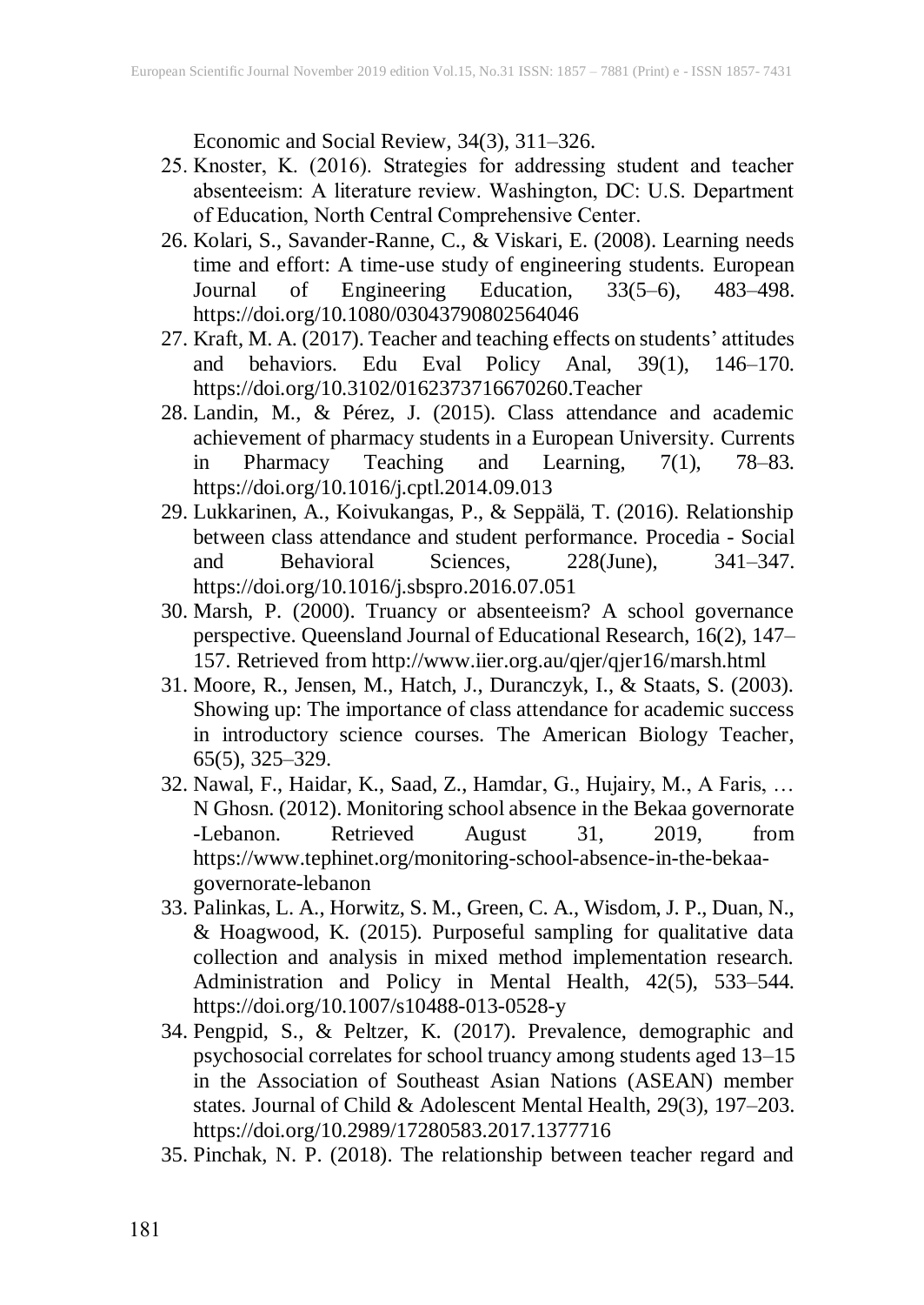Economic and Social Review, 34(3), 311–326.

25. Knoster, K. (2016). Strategies for addressing student and teacher absenteeism: A literature review. Washington, DC: U.S. Department of Education, North Central Comprehensive Center.
26. Kolari, S., Savander-Ranne, C., & Viskari, E. (2008). Learning needs time and effort: A time-use study of engineering students. European Journal of Engineering Education, 33(5–6), 483–498. https://doi.org/10.1080/03043790802564046
27. Kraft, M. A. (2017). Teacher and teaching effects on students' attitudes and behaviors. Edu Eval Policy Anal, 39(1), 146–170. https://doi.org/10.3102/0162373716670260.Teacher
28. Landin, M., & Pérez, J. (2015). Class attendance and academic achievement of pharmacy students in a European University. Currents in Pharmacy Teaching and Learning, 7(1), 78–83. https://doi.org/10.1016/j.cptl.2014.09.013
29. Lukkarinen, A., Koivukangas, P., & Seppälä, T. (2016). Relationship between class attendance and student performance. Procedia - Social and Behavioral Sciences, 228(June), 341–347. https://doi.org/10.1016/j.sbspro.2016.07.051
30. Marsh, P. (2000). Truancy or absenteeism? A school governance perspective. Queensland Journal of Educational Research, 16(2), 147–157. Retrieved from http://www.iier.org.au/qjer/qjer16/marsh.html
31. Moore, R., Jensen, M., Hatch, J., Duranczyk, I., & Staats, S. (2003). Showing up: The importance of class attendance for academic success in introductory science courses. The American Biology Teacher, 65(5), 325–329.
32. Nawal, F., Haidar, K., Saad, Z., Hamdar, G., Hujairy, M., A Faris, … N Ghosn. (2012). Monitoring school absence in the Bekaa governorate -Lebanon. Retrieved August 31, 2019, from https://www.tephinet.org/monitoring-school-absence-in-the-bekaa-governorate-lebanon
33. Palinkas, L. A., Horwitz, S. M., Green, C. A., Wisdom, J. P., Duan, N., & Hoagwood, K. (2015). Purposeful sampling for qualitative data collection and analysis in mixed method implementation research. Administration and Policy in Mental Health, 42(5), 533–544. https://doi.org/10.1007/s10488-013-0528-y
34. Pengpid, S., & Peltzer, K. (2017). Prevalence, demographic and psychosocial correlates for school truancy among students aged 13–15 in the Association of Southeast Asian Nations (ASEAN) member states. Journal of Child & Adolescent Mental Health, 29(3), 197–203. https://doi.org/10.2989/17280583.2017.1377716
35. Pinchak, N. P. (2018). The relationship between teacher regard and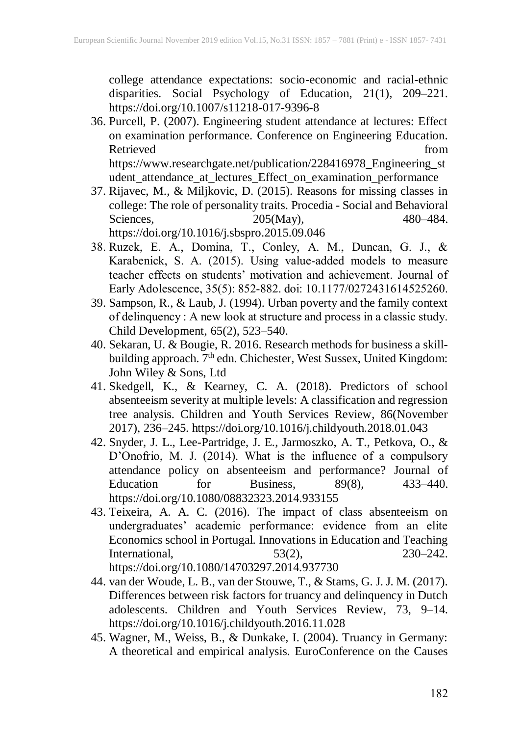college attendance expectations: socio-economic and racial-ethnic disparities. Social Psychology of Education, 21(1), 209–221. https://doi.org/10.1007/s11218-017-9396-8

36. Purcell, P. (2007). Engineering student attendance at lectures: Effect on examination performance. Conference on Engineering Education. Retrieved from https://www.researchgate.net/publication/228416978_Engineering_student_attendance_at_lectures_Effect_on_examination_performance
37. Rijavec, M., & Miljkovic, D. (2015). Reasons for missing classes in college: The role of personality traits. Procedia - Social and Behavioral Sciences, 205(May), 480–484. https://doi.org/10.1016/j.sbspro.2015.09.046
38. Ruzek, E. A., Domina, T., Conley, A. M., Duncan, G. J., & Karabenick, S. A. (2015). Using value-added models to measure teacher effects on students' motivation and achievement. Journal of Early Adolescence, 35(5): 852-882. doi: 10.1177/0272431614525260.
39. Sampson, R., & Laub, J. (1994). Urban poverty and the family context of delinquency : A new look at structure and process in a classic study. Child Development, 65(2), 523–540.
40. Sekaran, U. & Bougie, R. 2016. Research methods for business a skill-building approach. 7th edn. Chichester, West Sussex, United Kingdom: John Wiley & Sons, Ltd
41. Skedgell, K., & Kearney, C. A. (2018). Predictors of school absenteeism severity at multiple levels: A classification and regression tree analysis. Children and Youth Services Review, 86(November 2017), 236–245. https://doi.org/10.1016/j.childyouth.2018.01.043
42. Snyder, J. L., Lee-Partridge, J. E., Jarmoszko, A. T., Petkova, O., & D'Onofrio, M. J. (2014). What is the influence of a compulsory attendance policy on absenteeism and performance? Journal of Education for Business, 89(8), 433–440. https://doi.org/10.1080/08832323.2014.933155
43. Teixeira, A. A. C. (2016). The impact of class absenteeism on undergraduates' academic performance: evidence from an elite Economics school in Portugal. Innovations in Education and Teaching International, 53(2), 230–242. https://doi.org/10.1080/14703297.2014.937730
44. van der Woude, L. B., van der Stouwe, T., & Stams, G. J. J. M. (2017). Differences between risk factors for truancy and delinquency in Dutch adolescents. Children and Youth Services Review, 73, 9–14. https://doi.org/10.1016/j.childyouth.2016.11.028
45. Wagner, M., Weiss, B., & Dunkake, I. (2004). Truancy in Germany: A theoretical and empirical analysis. EuroConference on the Causes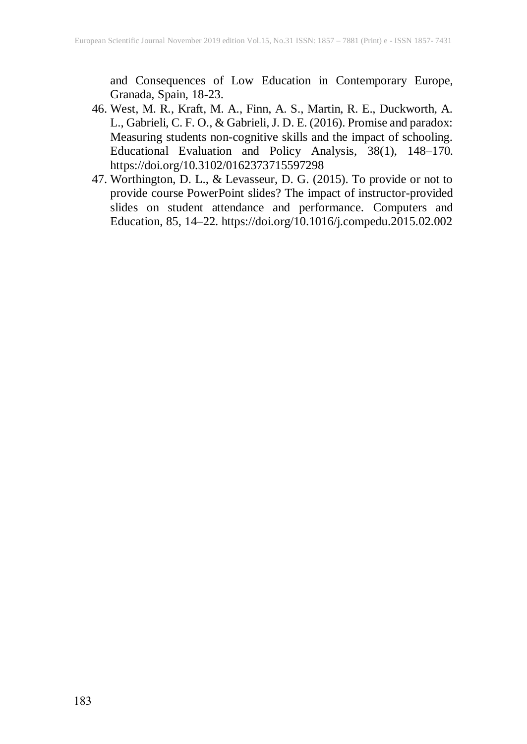and Consequences of Low Education in Contemporary Europe, Granada, Spain, 18-23.

46. West, M. R., Kraft, M. A., Finn, A. S., Martin, R. E., Duckworth, A. L., Gabrieli, C. F. O., & Gabrieli, J. D. E. (2016). Promise and paradox: Measuring students non-cognitive skills and the impact of schooling. Educational Evaluation and Policy Analysis, 38(1), 148–170. https://doi.org/10.3102/0162373715597298
47. Worthington, D. L., & Levasseur, D. G. (2015). To provide or not to provide course PowerPoint slides? The impact of instructor-provided slides on student attendance and performance. Computers and Education, 85, 14–22. https://doi.org/10.1016/j.compedu.2015.02.002